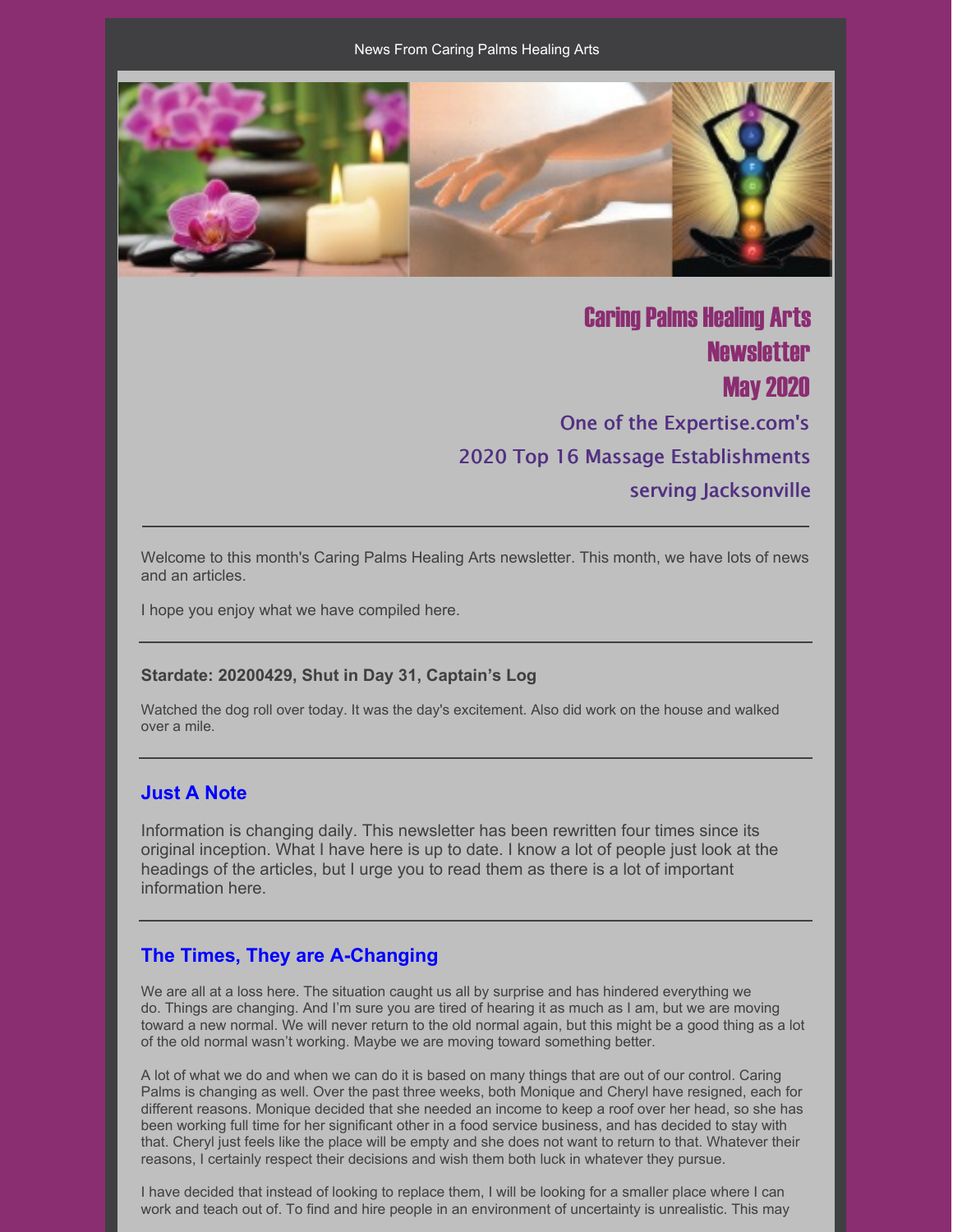News From Caring Palms Healing Arts

# Caring Palms Healing Arts Newsletter May 2020

## One of the Expertise.com's 2020 Top 16 Massage Establishments serving Jacksonville

---

Welcome to this month's Caring Palms Healing Arts newsletter. This month, we have lots of news and an articles.

I hope you enjoy what we have compiled here.

---

**Stardate: 20200429, Shut in Day 31, Captain's Log**

Watched the dog roll over today. It was the day's excitement. Also did work on the house and walked over a mile.

---

## Just A Note

Information is changing daily. This newsletter has been rewritten four times since its original inception. What I have here is up to date. I know a lot of people just look at the headings of the articles, but I urge you to read them as there is a lot of important information here.

---

## The Times, They are A-Changing

We are all at a loss here. The situation caught us all by surprise and has hindered everything we do. Things are changing. And I'm sure you are tired of hearing it as much as I am, but we are moving toward a new normal. We will never return to the old normal again, but this might be a good thing as a lot of the old normal wasn't working. Maybe we are moving toward something better.

A lot of what we do and when we can do it is based on many things that are out of our control. Caring Palms is changing as well. Over the past three weeks, both Monique and Cheryl have resigned, each for different reasons. Monique decided that she needed an income to keep a roof over her head, so she has been working full time for her significant other in a food service business, and has decided to stay with that. Cheryl just feels like the place will be empty and she does not want to return to that. Whatever their reasons, I certainly respect their decisions and wish them both luck in whatever they pursue.

I have decided that instead of looking to replace them, I will be looking for a smaller place where I can work and teach out of. To find and hire people in an environment of uncertainty is unrealistic. This may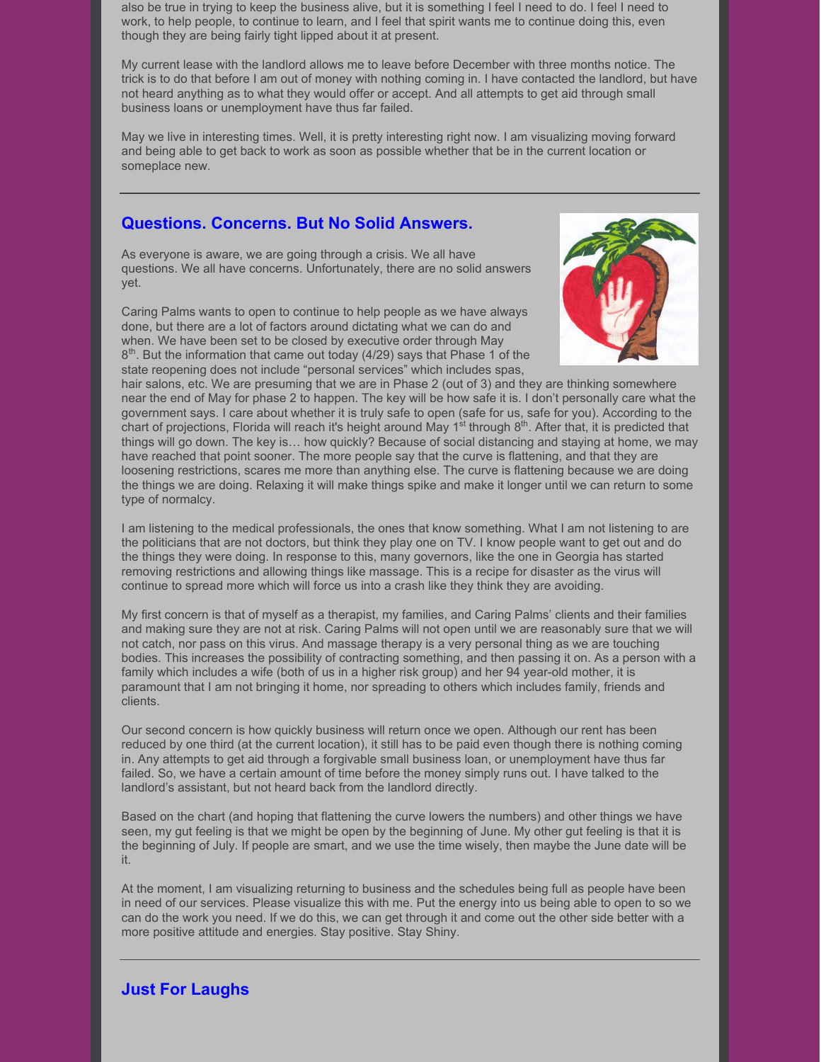also be true in trying to keep the business alive, but it is something I feel I need to do. I feel I need to work, to help people, to continue to learn, and I feel that spirit wants me to continue doing this, even though they are being fairly tight lipped about it at present.

My current lease with the landlord allows me to leave before December with three months notice. The trick is to do that before I am out of money with nothing coming in. I have contacted the landlord, but have not heard anything as to what they would offer or accept. And all attempts to get aid through small business loans or unemployment have thus far failed.

May we live in interesting times. Well, it is pretty interesting right now. I am visualizing moving forward and being able to get back to work as soon as possible whether that be in the current location or someplace new.

---

## Questions. Concerns. But No Solid Answers.

As everyone is aware, we are going through a crisis. We all have questions. We all have concerns. Unfortunately, there are no solid answers yet.

Caring Palms wants to open to continue to help people as we have always done, but there are a lot of factors around dictating what we can do and when. We have been set to be closed by executive order through May 8th. But the information that came out today (4/29) says that Phase 1 of the state reopening does not include "personal services" which includes spas, hair salons, etc. We are presuming that we are in Phase 2 (out of 3) and they are thinking somewhere near the end of May for phase 2 to happen. The key will be how safe it is. I don't personally care what the government says. I care about whether it is truly safe to open (safe for us, safe for you). According to the chart of projections, Florida will reach it's height around May 1st through 8th. After that, it is predicted that things will go down. The key is… how quickly? Because of social distancing and staying at home, we may have reached that point sooner. The more people say that the curve is flattening, and that they are loosening restrictions, scares me more than anything else. The curve is flattening because we are doing the things we are doing. Relaxing it will make things spike and make it longer until we can return to some type of normalcy.

I am listening to the medical professionals, the ones that know something. What I am not listening to are the politicians that are not doctors, but think they play one on TV. I know people want to get out and do the things they were doing. In response to this, many governors, like the one in Georgia has started removing restrictions and allowing things like massage. This is a recipe for disaster as the virus will continue to spread more which will force us into a crash like they think they are avoiding.

My first concern is that of myself as a therapist, my families, and Caring Palms' clients and their families and making sure they are not at risk. Caring Palms will not open until we are reasonably sure that we will not catch, nor pass on this virus. And massage therapy is a very personal thing as we are touching bodies. This increases the possibility of contracting something, and then passing it on. As a person with a family which includes a wife (both of us in a higher risk group) and her 94 year-old mother, it is paramount that I am not bringing it home, nor spreading to others which includes family, friends and clients.

Our second concern is how quickly business will return once we open. Although our rent has been reduced by one third (at the current location), it still has to be paid even though there is nothing coming in. Any attempts to get aid through a forgivable small business loan, or unemployment have thus far failed. So, we have a certain amount of time before the money simply runs out. I have talked to the landlord's assistant, but not heard back from the landlord directly.

Based on the chart (and hoping that flattening the curve lowers the numbers) and other things we have seen, my gut feeling is that we might be open by the beginning of June. My other gut feeling is that it is the beginning of July. If people are smart, and we use the time wisely, then maybe the June date will be it.

At the moment, I am visualizing returning to business and the schedules being full as people have been in need of our services. Please visualize this with me. Put the energy into us being able to open to so we can do the work you need. If we do this, we can get through it and come out the other side better with a more positive attitude and energies. Stay positive. Stay Shiny.

---

## Just For Laughs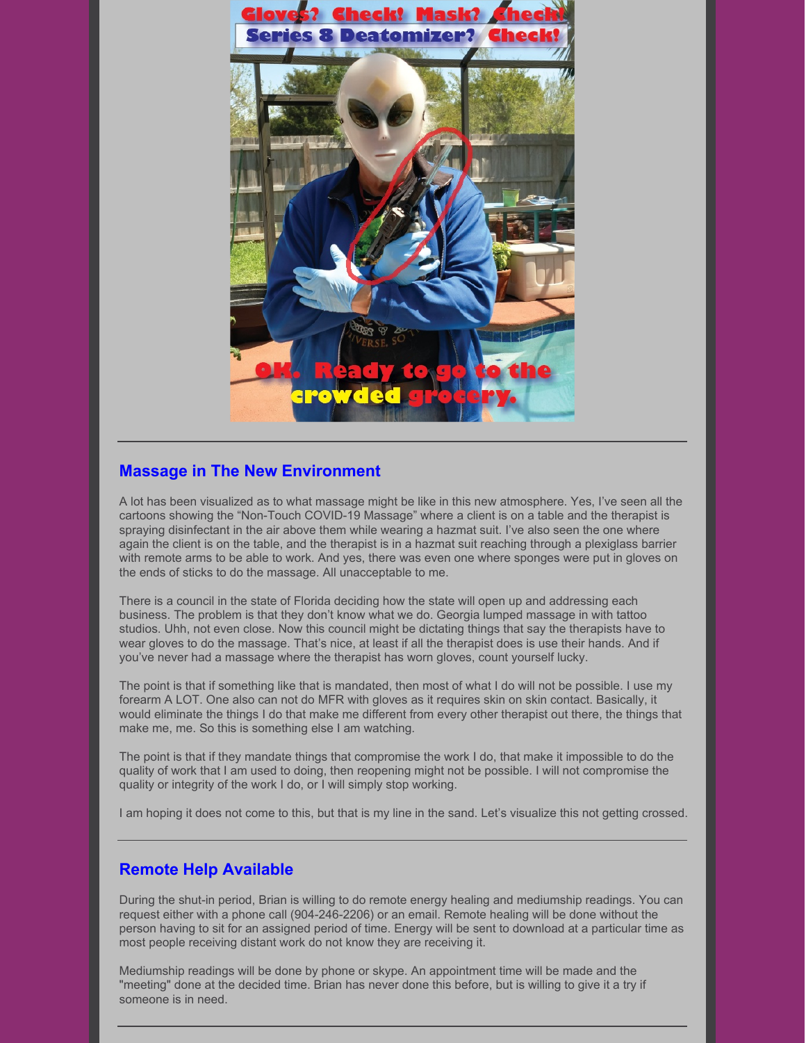Gloves? Check! Mask? Check!

Series 8 Deatomizer? Check!

OK. Ready to go to the crowded grocery.

---

## Massage in The New Environment

A lot has been visualized as to what massage might be like in this new atmosphere. Yes, I've seen all the cartoons showing the "Non-Touch COVID-19 Massage" where a client is on a table and the therapist is spraying disinfectant in the air above them while wearing a hazmat suit. I've also seen the one where again the client is on the table, and the therapist is in a hazmat suit reaching through a plexiglass barrier with remote arms to be able to work. And yes, there was even one where sponges were put in gloves on the ends of sticks to do the massage. All unacceptable to me.

There is a council in the state of Florida deciding how the state will open up and addressing each business. The problem is that they don't know what we do. Georgia lumped massage in with tattoo studios. Uhh, not even close. Now this council might be dictating things that say the therapists have to wear gloves to do the massage. That's nice, at least if all the therapist does is use their hands. And if you've never had a massage where the therapist has worn gloves, count yourself lucky.

The point is that if something like that is mandated, then most of what I do will not be possible. I use my forearm A LOT. One also can not do MFR with gloves as it requires skin on skin contact. Basically, it would eliminate the things I do that make me different from every other therapist out there, the things that make me, me. So this is something else I am watching.

The point is that if they mandate things that compromise the work I do, that make it impossible to do the quality of work that I am used to doing, then reopening might not be possible. I will not compromise the quality or integrity of the work I do, or I will simply stop working.

I am hoping it does not come to this, but that is my line in the sand. Let's visualize this not getting crossed.

---

## Remote Help Available

During the shut-in period, Brian is willing to do remote energy healing and mediumship readings. You can request either with a phone call (904-246-2206) or an email. Remote healing will be done without the person having to sit for an assigned period of time. Energy will be sent to download at a particular time as most people receiving distant work do not know they are receiving it.

Mediumship readings will be done by phone or skype. An appointment time will be made and the "meeting" done at the decided time. Brian has never done this before, but is willing to give it a try if someone is in need.

---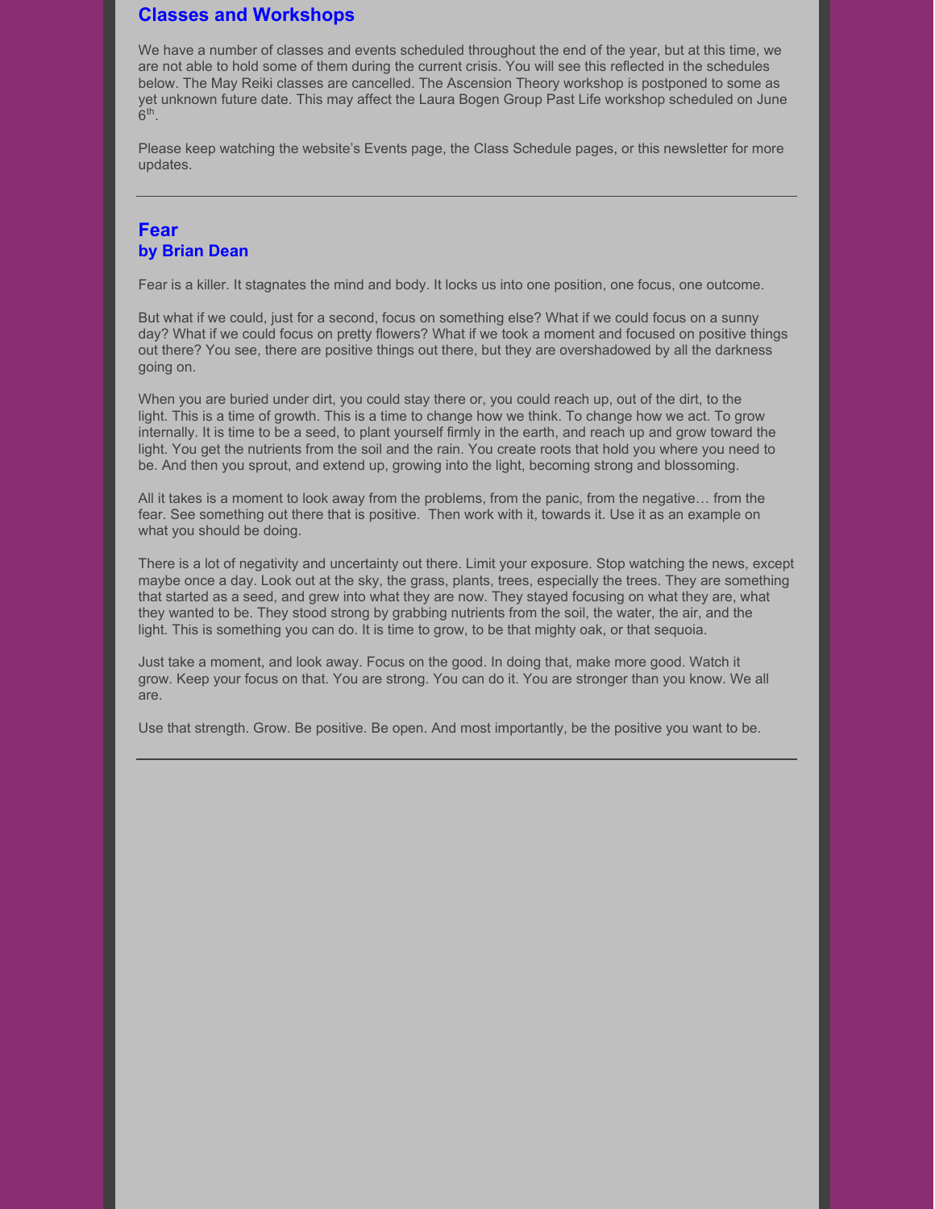## Classes and Workshops

We have a number of classes and events scheduled throughout the end of the year, but at this time, we are not able to hold some of them during the current crisis. You will see this reflected in the schedules below. The May Reiki classes are cancelled. The Ascension Theory workshop is postponed to some as yet unknown future date. This may affect the Laura Bogen Group Past Life workshop scheduled on June 6th.

Please keep watching the website's Events page, the Class Schedule pages, or this newsletter for more updates.

---

## Fear
### by Brian Dean

Fear is a killer. It stagnates the mind and body. It locks us into one position, one focus, one outcome.

But what if we could, just for a second, focus on something else? What if we could focus on a sunny day? What if we could focus on pretty flowers? What if we took a moment and focused on positive things out there? You see, there are positive things out there, but they are overshadowed by all the darkness going on.

When you are buried under dirt, you could stay there or, you could reach up, out of the dirt, to the light. This is a time of growth. This is a time to change how we think. To change how we act. To grow internally. It is time to be a seed, to plant yourself firmly in the earth, and reach up and grow toward the light. You get the nutrients from the soil and the rain. You create roots that hold you where you need to be. And then you sprout, and extend up, growing into the light, becoming strong and blossoming.

All it takes is a moment to look away from the problems, from the panic, from the negative… from the fear. See something out there that is positive. Then work with it, towards it. Use it as an example on what you should be doing.

There is a lot of negativity and uncertainty out there. Limit your exposure. Stop watching the news, except maybe once a day. Look out at the sky, the grass, plants, trees, especially the trees. They are something that started as a seed, and grew into what they are now. They stayed focusing on what they are, what they wanted to be. They stood strong by grabbing nutrients from the soil, the water, the air, and the light. This is something you can do. It is time to grow, to be that mighty oak, or that sequoia.

Just take a moment, and look away. Focus on the good. In doing that, make more good. Watch it grow. Keep your focus on that. You are strong. You can do it. You are stronger than you know. We all are.

Use that strength. Grow. Be positive. Be open. And most importantly, be the positive you want to be.

---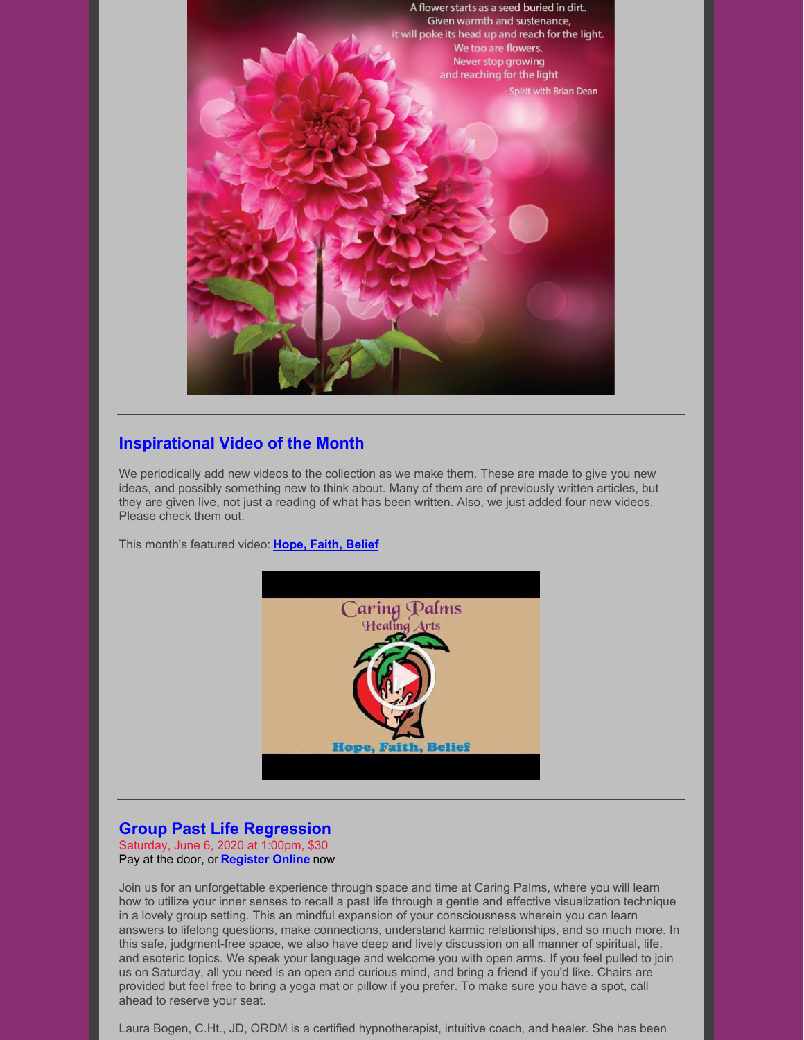A flower starts as a seed buried in dirt.
Given warmth and sustenance,
it will poke its head up and reach for the light.
We too are flowers.
Never stop growing
and reaching for the light
- Spirit with Brian Dean

---

## Inspirational Video of the Month

We periodically add new videos to the collection as we make them. These are made to give you new ideas, and possibly something new to think about. Many of them are of previously written articles, but they are given live, not just a reading of what has been written. Also, we just added four new videos. Please check them out.

This month's featured video: **Hope, Faith, Belief**

Caring Palms
Healing Arts
Hope, Faith, Belief

---

## Group Past Life Regression

Saturday, June 6, 2020 at 1:00pm, $30
Pay at the door, or **Register Online** now

Join us for an unforgettable experience through space and time at Caring Palms, where you will learn how to utilize your inner senses to recall a past life through a gentle and effective visualization technique in a lovely group setting. This an mindful expansion of your consciousness wherein you can learn answers to lifelong questions, make connections, understand karmic relationships, and so much more. In this safe, judgment-free space, we also have deep and lively discussion on all manner of spiritual, life, and esoteric topics. We speak your language and welcome you with open arms. If you feel pulled to join us on Saturday, all you need is an open and curious mind, and bring a friend if you'd like. Chairs are provided but feel free to bring a yoga mat or pillow if you prefer. To make sure you have a spot, call ahead to reserve your seat.

Laura Bogen, C.Ht., JD, ORDM is a certified hypnotherapist, intuitive coach, and healer. She has been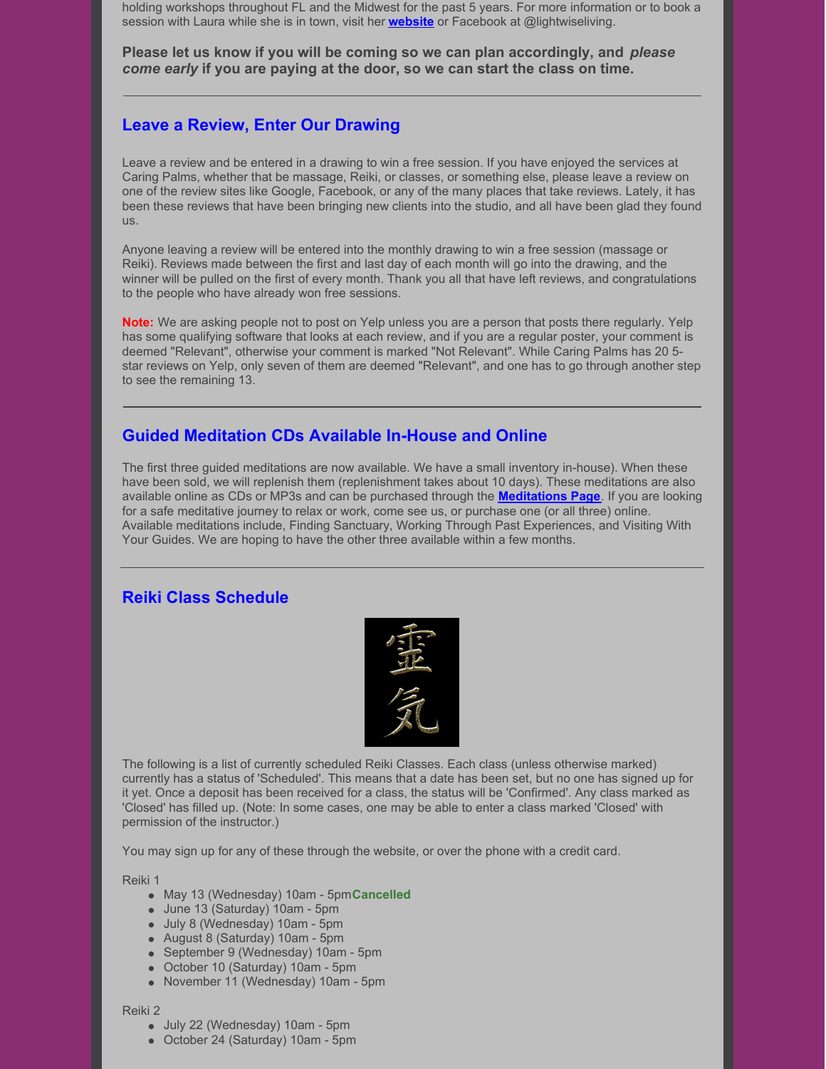holding workshops throughout FL and the Midwest for the past 5 years. For more information or to book a session with Laura while she is in town, visit her **website** or Facebook at @lightwiseliving.

**Please let us know if you will be coming so we can plan accordingly, and *please come early* if you are paying at the door, so we can start the class on time.**

---

## Leave a Review, Enter Our Drawing

Leave a review and be entered in a drawing to win a free session. If you have enjoyed the services at Caring Palms, whether that be massage, Reiki, or classes, or something else, please leave a review on one of the review sites like Google, Facebook, or any of the many places that take reviews. Lately, it has been these reviews that have been bringing new clients into the studio, and all have been glad they found us.

Anyone leaving a review will be entered into the monthly drawing to win a free session (massage or Reiki). Reviews made between the first and last day of each month will go into the drawing, and the winner will be pulled on the first of every month. Thank you all that have left reviews, and congratulations to the people who have already won free sessions.

**Note:** We are asking people not to post on Yelp unless you are a person that posts there regularly. Yelp has some qualifying software that looks at each review, and if you are a regular poster, your comment is deemed "Relevant", otherwise your comment is marked "Not Relevant". While Caring Palms has 20 5-star reviews on Yelp, only seven of them are deemed "Relevant", and one has to go through another step to see the remaining 13.

---

## Guided Meditation CDs Available In-House and Online

The first three guided meditations are now available. We have a small inventory in-house). When these have been sold, we will replenish them (replenishment takes about 10 days). These meditations are also available online as CDs or MP3s and can be purchased through the **Meditations Page**. If you are looking for a safe meditative journey to relax or work, come see us, or purchase one (or all three) online. Available meditations include, Finding Sanctuary, Working Through Past Experiences, and Visiting With Your Guides. We are hoping to have the other three available within a few months.

---

## Reiki Class Schedule

The following is a list of currently scheduled Reiki Classes. Each class (unless otherwise marked) currently has a status of 'Scheduled'. This means that a date has been set, but no one has signed up for it yet. Once a deposit has been received for a class, the status will be 'Confirmed'. Any class marked as 'Closed' has filled up. (Note: In some cases, one may be able to enter a class marked 'Closed' with permission of the instructor.)

You may sign up for any of these through the website, or over the phone with a credit card.

Reiki 1

- May 13 (Wednesday) 10am - 5pm**Cancelled**
- June 13 (Saturday) 10am - 5pm
- July 8 (Wednesday) 10am - 5pm
- August 8 (Saturday) 10am - 5pm
- September 9 (Wednesday) 10am - 5pm
- October 10 (Saturday) 10am - 5pm
- November 11 (Wednesday) 10am - 5pm

Reiki 2

- July 22 (Wednesday) 10am - 5pm
- October 24 (Saturday) 10am - 5pm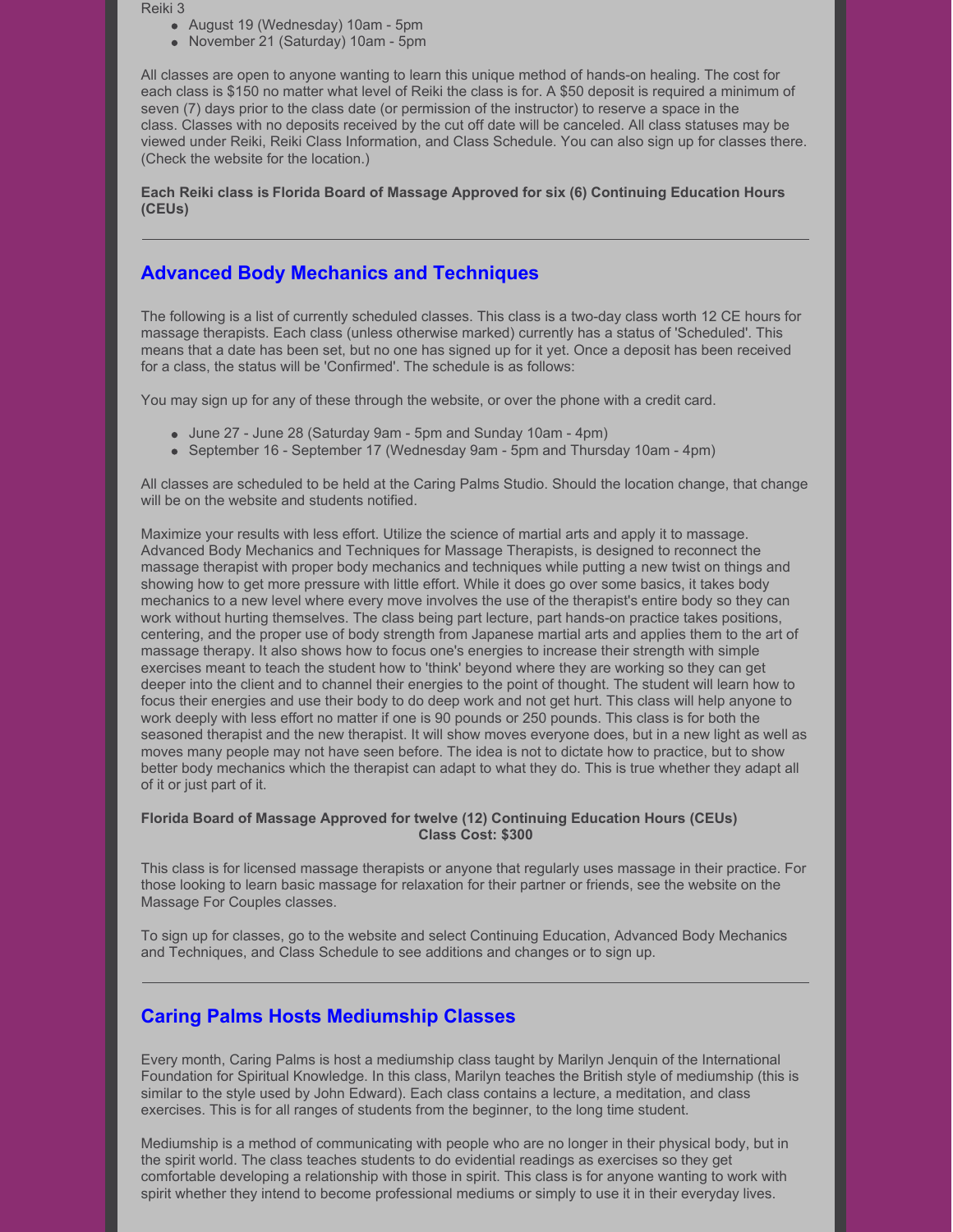Reiki 3

- August 19 (Wednesday) 10am - 5pm
- November 21 (Saturday) 10am - 5pm

All classes are open to anyone wanting to learn this unique method of hands-on healing. The cost for each class is $150 no matter what level of Reiki the class is for. A $50 deposit is required a minimum of seven (7) days prior to the class date (or permission of the instructor) to reserve a space in the class. Classes with no deposits received by the cut off date will be canceled. All class statuses may be viewed under Reiki, Reiki Class Information, and Class Schedule. You can also sign up for classes there. (Check the website for the location.)

**Each Reiki class is Florida Board of Massage Approved for six (6) Continuing Education Hours (CEUs)**

---

## Advanced Body Mechanics and Techniques

The following is a list of currently scheduled classes. This class is a two-day class worth 12 CE hours for massage therapists. Each class (unless otherwise marked) currently has a status of 'Scheduled'. This means that a date has been set, but no one has signed up for it yet. Once a deposit has been received for a class, the status will be 'Confirmed'. The schedule is as follows:

You may sign up for any of these through the website, or over the phone with a credit card.

- June 27 - June 28 (Saturday 9am - 5pm and Sunday 10am - 4pm)
- September 16 - September 17 (Wednesday 9am - 5pm and Thursday 10am - 4pm)

All classes are scheduled to be held at the Caring Palms Studio. Should the location change, that change will be on the website and students notified.

Maximize your results with less effort. Utilize the science of martial arts and apply it to massage. Advanced Body Mechanics and Techniques for Massage Therapists, is designed to reconnect the massage therapist with proper body mechanics and techniques while putting a new twist on things and showing how to get more pressure with little effort. While it does go over some basics, it takes body mechanics to a new level where every move involves the use of the therapist's entire body so they can work without hurting themselves. The class being part lecture, part hands-on practice takes positions, centering, and the proper use of body strength from Japanese martial arts and applies them to the art of massage therapy. It also shows how to focus one's energies to increase their strength with simple exercises meant to teach the student how to 'think' beyond where they are working so they can get deeper into the client and to channel their energies to the point of thought. The student will learn how to focus their energies and use their body to do deep work and not get hurt. This class will help anyone to work deeply with less effort no matter if one is 90 pounds or 250 pounds. This class is for both the seasoned therapist and the new therapist. It will show moves everyone does, but in a new light as well as moves many people may not have seen before. The idea is not to dictate how to practice, but to show better body mechanics which the therapist can adapt to what they do. This is true whether they adapt all of it or just part of it.

**Florida Board of Massage Approved for twelve (12) Continuing Education Hours (CEUs)**
**Class Cost: $300**

This class is for licensed massage therapists or anyone that regularly uses massage in their practice. For those looking to learn basic massage for relaxation for their partner or friends, see the website on the Massage For Couples classes.

To sign up for classes, go to the website and select Continuing Education, Advanced Body Mechanics and Techniques, and Class Schedule to see additions and changes or to sign up.

---

## Caring Palms Hosts Mediumship Classes

Every month, Caring Palms is host a mediumship class taught by Marilyn Jenquin of the International Foundation for Spiritual Knowledge. In this class, Marilyn teaches the British style of mediumship (this is similar to the style used by John Edward). Each class contains a lecture, a meditation, and class exercises. This is for all ranges of students from the beginner, to the long time student.

Mediumship is a method of communicating with people who are no longer in their physical body, but in the spirit world. The class teaches students to do evidential readings as exercises so they get comfortable developing a relationship with those in spirit. This class is for anyone wanting to work with spirit whether they intend to become professional mediums or simply to use it in their everyday lives.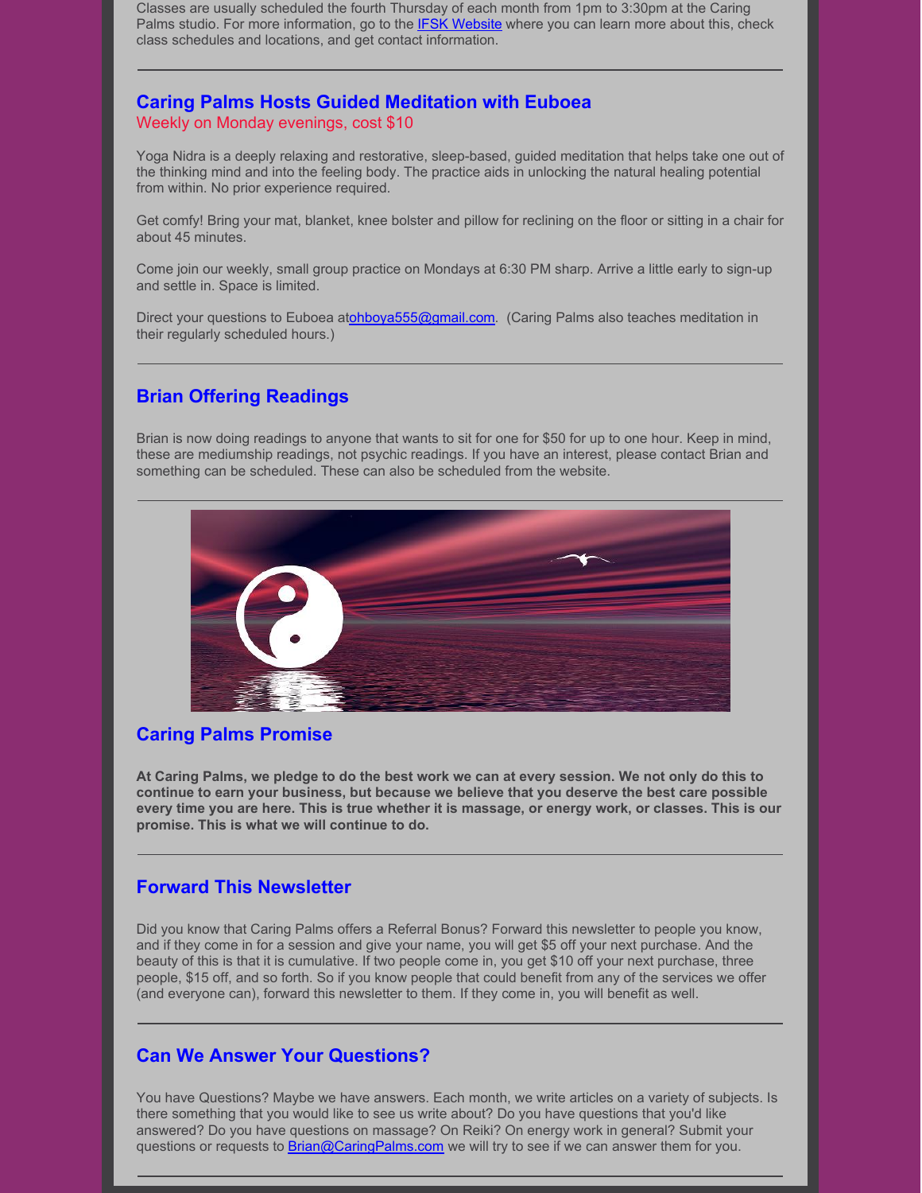Classes are usually scheduled the fourth Thursday of each month from 1pm to 3:30pm at the Caring Palms studio. For more information, go to the [IFSK Website](IFSK Website) where you can learn more about this, check class schedules and locations, and get contact information.

---

## Caring Palms Hosts Guided Meditation with Euboea

Weekly on Monday evenings, cost $10

Yoga Nidra is a deeply relaxing and restorative, sleep-based, guided meditation that helps take one out of the thinking mind and into the feeling body. The practice aids in unlocking the natural healing potential from within. No prior experience required.

Get comfy! Bring your mat, blanket, knee bolster and pillow for reclining on the floor or sitting in a chair for about 45 minutes.

Come join our weekly, small group practice on Mondays at 6:30 PM sharp. Arrive a little early to sign-up and settle in. Space is limited.

Direct your questions to Euboea atohboya555@gmail.com. (Caring Palms also teaches meditation in their regularly scheduled hours.)

---

## Brian Offering Readings

Brian is now doing readings to anyone that wants to sit for one for $50 for up to one hour. Keep in mind, these are mediumship readings, not psychic readings. If you have an interest, please contact Brian and something can be scheduled. These can also be scheduled from the website.

---

## Caring Palms Promise

**At Caring Palms, we pledge to do the best work we can at every session. We not only do this to continue to earn your business, but because we believe that you deserve the best care possible every time you are here. This is true whether it is massage, or energy work, or classes. This is our promise. This is what we will continue to do.**

---

## Forward This Newsletter

Did you know that Caring Palms offers a Referral Bonus? Forward this newsletter to people you know, and if they come in for a session and give your name, you will get $5 off your next purchase. And the beauty of this is that it is cumulative. If two people come in, you get $10 off your next purchase, three people, $15 off, and so forth. So if you know people that could benefit from any of the services we offer (and everyone can), forward this newsletter to them. If they come in, you will benefit as well.

---

## Can We Answer Your Questions?

You have Questions? Maybe we have answers. Each month, we write articles on a variety of subjects. Is there something that you would like to see us write about? Do you have questions that you'd like answered? Do you have questions on massage? On Reiki? On energy work in general? Submit your questions or requests to Brian@CaringPalms.com we will try to see if we can answer them for you.

---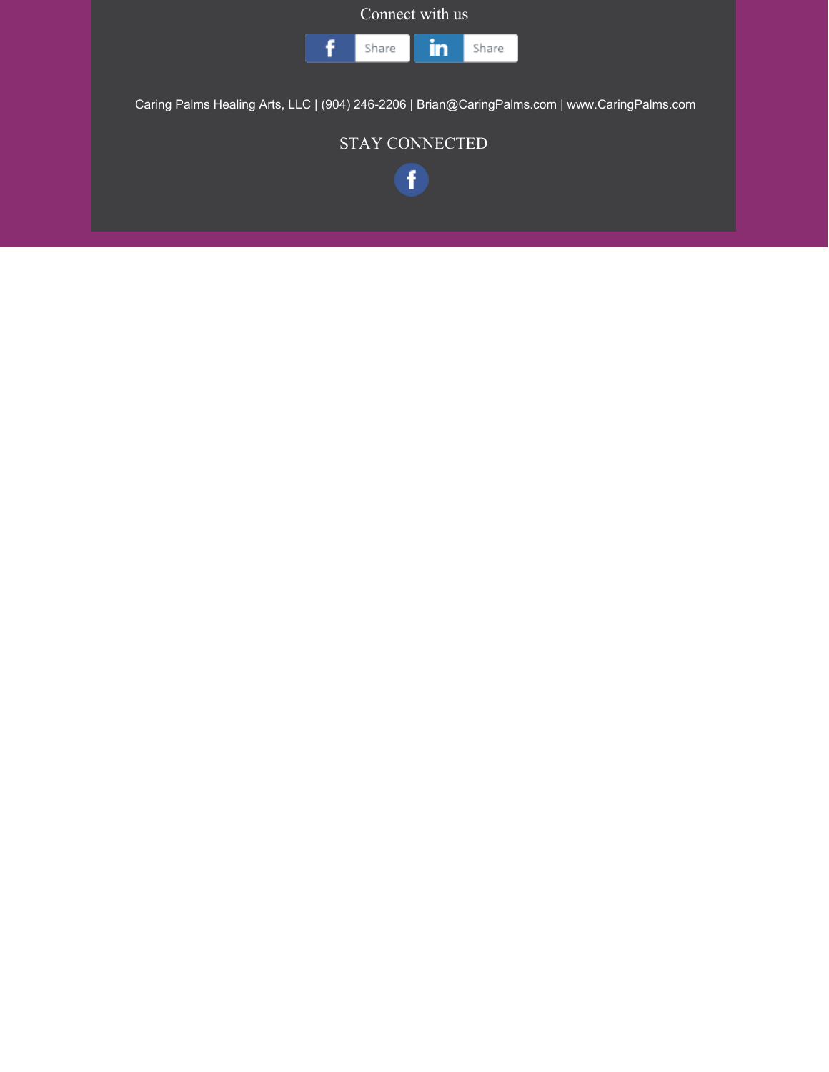Connect with us

Share Share

Caring Palms Healing Arts, LLC | (904) 246-2206 | Brian@CaringPalms.com | www.CaringPalms.com

STAY CONNECTED